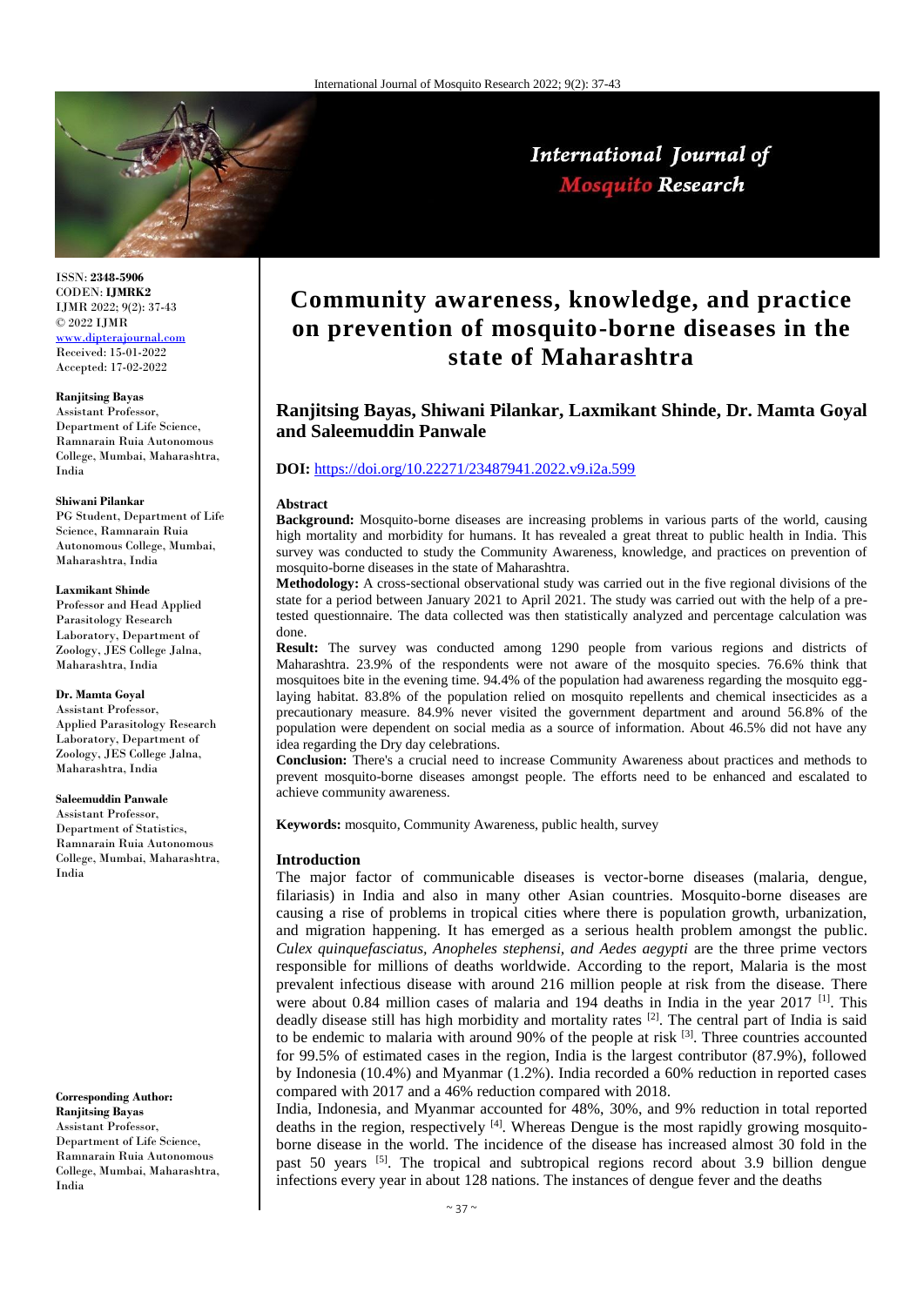# Community awareness, knowledge, and practice on prevention of mosquito-borne diseases in the state of Maharashtra

**Ranjitsing Bayas, Shiwani Pilankar, Laxmikant Shinde, Dr. Mamta Goyal and Saleemuddin Panwale**

**DOI:** https://doi.org/10.22271/23487941.2022.v9.i2a.599

ISSN: **2348-5906**
CODEN: **IJMRK2**
IJMR 2022; 9(2): 37-43
© 2022 IJMR
www.dipterajournal.com
Received: 15-01-2022
Accepted: 17-02-2022

**Ranjitsing Bayas**
Assistant Professor, Department of Life Science, Ramnarain Ruia Autonomous College, Mumbai, Maharashtra, India

**Shiwani Pilankar**
PG Student, Department of Life Science, Ramnarain Ruia Autonomous College, Mumbai, Maharashtra, India

**Laxmikant Shinde**
Professor and Head Applied Parasitology Research Laboratory, Department of Zoology, JES College Jalna, Maharashtra, India

**Dr. Mamta Goyal**
Assistant Professor, Applied Parasitology Research Laboratory, Department of Zoology, JES College Jalna, Maharashtra, India

**Saleemuddin Panwale**
Assistant Professor, Department of Statistics, Ramnarain Ruia Autonomous College, Mumbai, Maharashtra, India

**Corresponding Author:**
**Ranjitsing Bayas**
Assistant Professor, Department of Life Science, Ramnarain Ruia Autonomous College, Mumbai, Maharashtra, India

## Abstract

**Background:** Mosquito-borne diseases are increasing problems in various parts of the world, causing high mortality and morbidity for humans. It has revealed a great threat to public health in India. This survey was conducted to study the Community Awareness, knowledge, and practices on prevention of mosquito-borne diseases in the state of Maharashtra.

**Methodology:** A cross-sectional observational study was carried out in the five regional divisions of the state for a period between January 2021 to April 2021. The study was carried out with the help of a pre-tested questionnaire. The data collected was then statistically analyzed and percentage calculation was done.

**Result:** The survey was conducted among 1290 people from various regions and districts of Maharashtra. 23.9% of the respondents were not aware of the mosquito species. 76.6% think that mosquitoes bite in the evening time. 94.4% of the population had awareness regarding the mosquito egg-laying habitat. 83.8% of the population relied on mosquito repellents and chemical insecticides as a precautionary measure. 84.9% never visited the government department and around 56.8% of the population were dependent on social media as a source of information. About 46.5% did not have any idea regarding the Dry day celebrations.

**Conclusion:** There's a crucial need to increase Community Awareness about practices and methods to prevent mosquito-borne diseases amongst people. The efforts need to be enhanced and escalated to achieve community awareness.

**Keywords:** mosquito, Community Awareness, public health, survey

## Introduction

The major factor of communicable diseases is vector-borne diseases (malaria, dengue, filariasis) in India and also in many other Asian countries. Mosquito-borne diseases are causing a rise of problems in tropical cities where there is population growth, urbanization, and migration happening. It has emerged as a serious health problem amongst the public. *Culex quinquefasciatus, Anopheles stephensi, and Aedes aegypti* are the three prime vectors responsible for millions of deaths worldwide. According to the report, Malaria is the most prevalent infectious disease with around 216 million people at risk from the disease. There were about 0.84 million cases of malaria and 194 deaths in India in the year 2017 [1]. This deadly disease still has high morbidity and mortality rates [2]. The central part of India is said to be endemic to malaria with around 90% of the people at risk [3]. Three countries accounted for 99.5% of estimated cases in the region, India is the largest contributor (87.9%), followed by Indonesia (10.4%) and Myanmar (1.2%). India recorded a 60% reduction in reported cases compared with 2017 and a 46% reduction compared with 2018.

India, Indonesia, and Myanmar accounted for 48%, 30%, and 9% reduction in total reported deaths in the region, respectively [4]. Whereas Dengue is the most rapidly growing mosquito-borne disease in the world. The incidence of the disease has increased almost 30 fold in the past 50 years [5]. The tropical and subtropical regions record about 3.9 billion dengue infections every year in about 128 nations. The instances of dengue fever and the deaths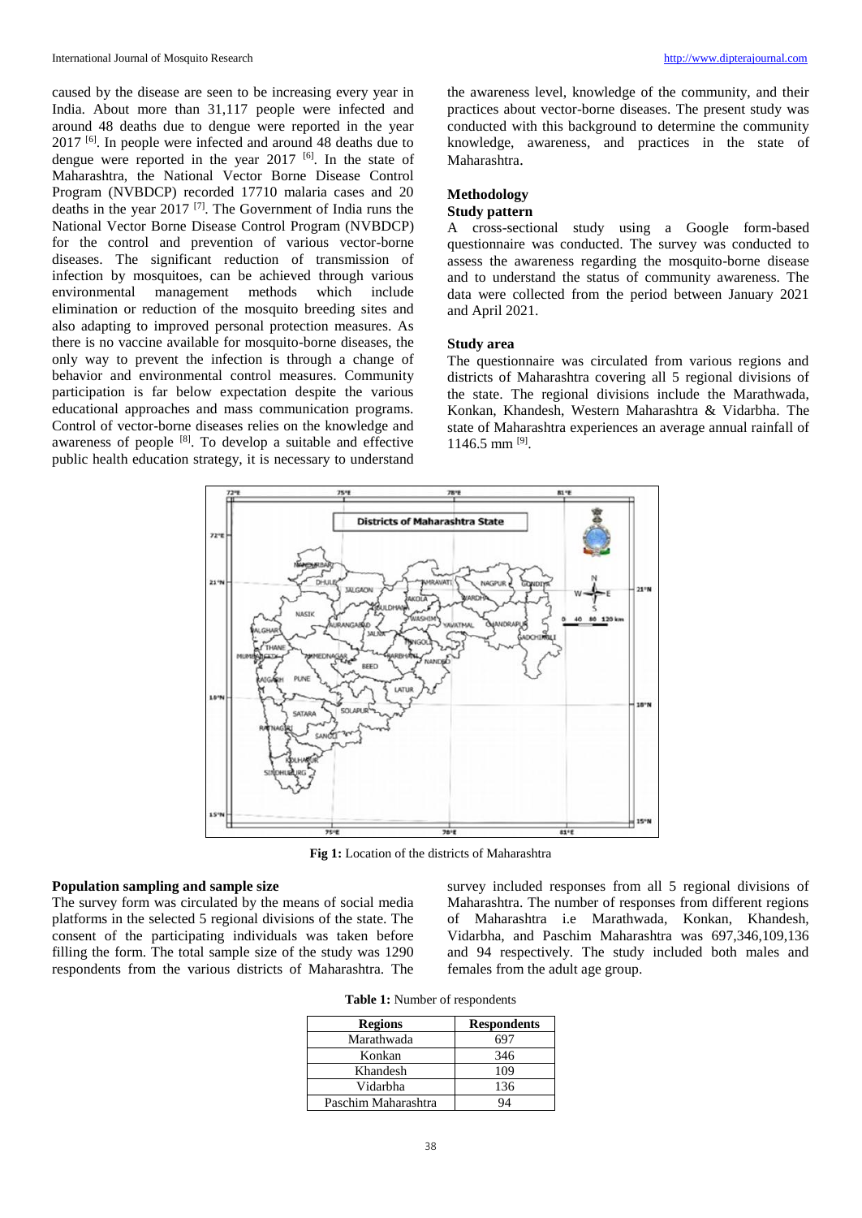caused by the disease are seen to be increasing every year in India. About more than 31,117 people were infected and around 48 deaths due to dengue were reported in the year 2017 [6]. In people were infected and around 48 deaths due to dengue were reported in the year 2017 [6]. In the state of Maharashtra, the National Vector Borne Disease Control Program (NVBDCP) recorded 17710 malaria cases and 20 deaths in the year 2017 [7]. The Government of India runs the National Vector Borne Disease Control Program (NVBDCP) for the control and prevention of various vector-borne diseases. The significant reduction of transmission of infection by mosquitoes, can be achieved through various environmental management methods which include elimination or reduction of the mosquito breeding sites and also adapting to improved personal protection measures. As there is no vaccine available for mosquito-borne diseases, the only way to prevent the infection is through a change of behavior and environmental control measures. Community participation is far below expectation despite the various educational approaches and mass communication programs. Control of vector-borne diseases relies on the knowledge and awareness of people [8]. To develop a suitable and effective public health education strategy, it is necessary to understand the awareness level, knowledge of the community, and their practices about vector-borne diseases. The present study was conducted with this background to determine the community knowledge, awareness, and practices in the state of Maharashtra.

## Methodology

### Study pattern

A cross-sectional study using a Google form-based questionnaire was conducted. The survey was conducted to assess the awareness regarding the mosquito-borne disease and to understand the status of community awareness. The data were collected from the period between January 2021 and April 2021.

### Study area

The questionnaire was circulated from various regions and districts of Maharashtra covering all 5 regional divisions of the state. The regional divisions include the Marathwada, Konkan, Khandesh, Western Maharashtra & Vidarbha. The state of Maharashtra experiences an average annual rainfall of 1146.5 mm [9].

**Fig 1:** Location of the districts of Maharashtra

### Population sampling and sample size

The survey form was circulated by the means of social media platforms in the selected 5 regional divisions of the state. The consent of the participating individuals was taken before filling the form. The total sample size of the study was 1290 respondents from the various districts of Maharashtra. The survey included responses from all 5 regional divisions of Maharashtra. The number of responses from different regions of Maharashtra i.e Marathwada, Konkan, Khandesh, Vidarbha, and Paschim Maharashtra was 697,346,109,136 and 94 respectively. The study included both males and females from the adult age group.

**Table 1:** Number of respondents

| Regions | Respondents |
|---|---|
| Marathwada | 697 |
| Konkan | 346 |
| Khandesh | 109 |
| Vidarbha | 136 |
| Paschim Maharashtra | 94 |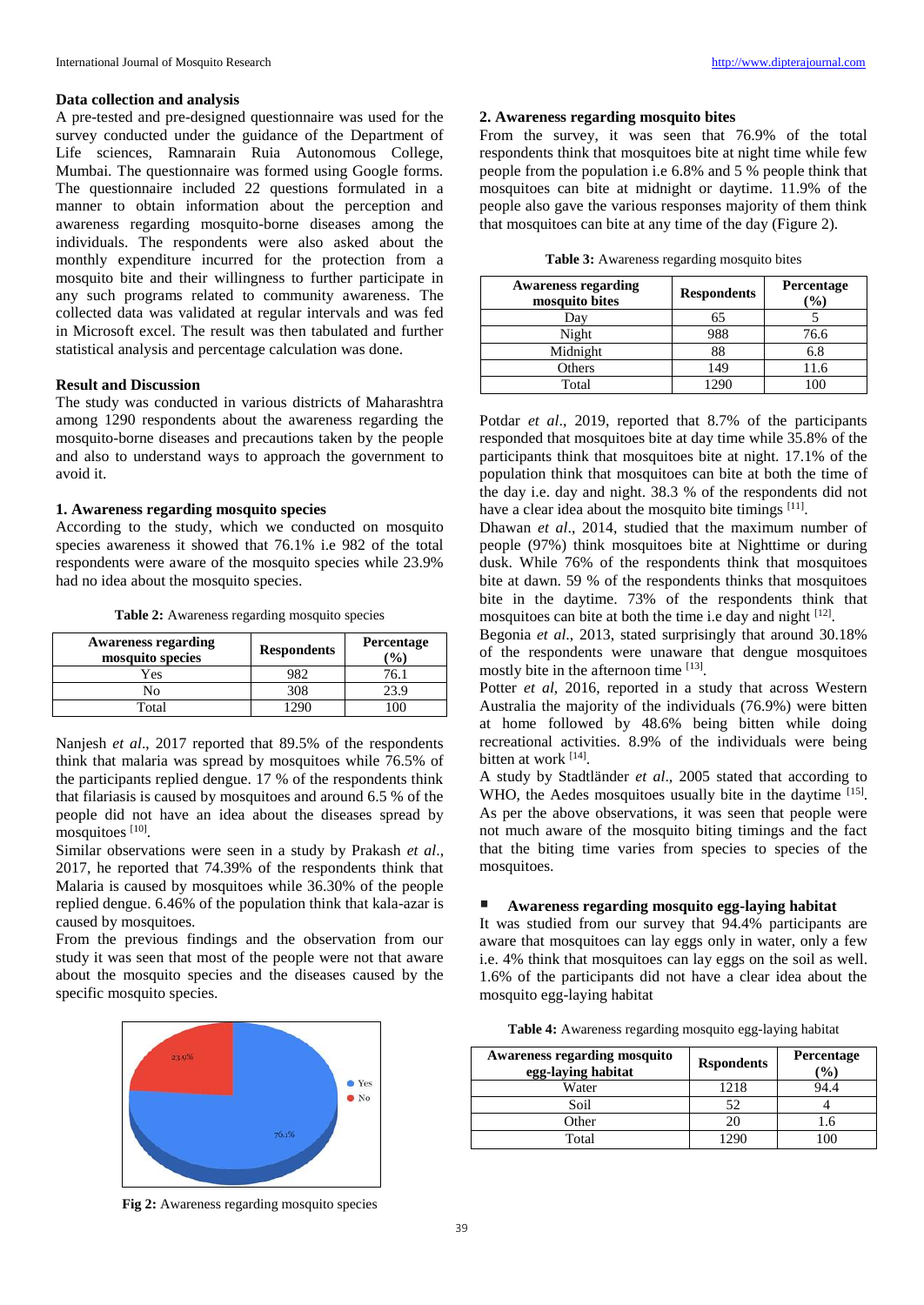### Data collection and analysis

A pre-tested and pre-designed questionnaire was used for the survey conducted under the guidance of the Department of Life sciences, Ramnarain Ruia Autonomous College, Mumbai. The questionnaire was formed using Google forms. The questionnaire included 22 questions formulated in a manner to obtain information about the perception and awareness regarding mosquito-borne diseases among the individuals. The respondents were also asked about the monthly expenditure incurred for the protection from a mosquito bite and their willingness to further participate in any such programs related to community awareness. The collected data was validated at regular intervals and was fed in Microsoft excel. The result was then tabulated and further statistical analysis and percentage calculation was done.

## Result and Discussion

The study was conducted in various districts of Maharashtra among 1290 respondents about the awareness regarding the mosquito-borne diseases and precautions taken by the people and also to understand ways to approach the government to avoid it.

### 1. Awareness regarding mosquito species

According to the study, which we conducted on mosquito species awareness it showed that 76.1% i.e 982 of the total respondents were aware of the mosquito species while 23.9% had no idea about the mosquito species.

**Table 2:** Awareness regarding mosquito species

| Awareness regarding mosquito species | Respondents | Percentage (%) |
|---|---|---|
| Yes | 982 | 76.1 |
| No | 308 | 23.9 |
| Total | 1290 | 100 |

Nanjesh *et al*., 2017 reported that 89.5% of the respondents think that malaria was spread by mosquitoes while 76.5% of the participants replied dengue. 17 % of the respondents think that filariasis is caused by mosquitoes and around 6.5 % of the people did not have an idea about the diseases spread by mosquitoes [10].

Similar observations were seen in a study by Prakash *et al*., 2017, he reported that 74.39% of the respondents think that Malaria is caused by mosquitoes while 36.30% of the people replied dengue. 6.46% of the population think that kala-azar is caused by mosquitoes.

From the previous findings and the observation from our study it was seen that most of the people were not that aware about the mosquito species and the diseases caused by the specific mosquito species.

**Fig 2:** Awareness regarding mosquito species

### 2. Awareness regarding mosquito bites

From the survey, it was seen that 76.9% of the total respondents think that mosquitoes bite at night time while few people from the population i.e 6.8% and 5 % people think that mosquitoes can bite at midnight or daytime. 11.9% of the people also gave the various responses majority of them think that mosquitoes can bite at any time of the day (Figure 2).

**Table 3:** Awareness regarding mosquito bites

| Awareness regarding mosquito bites | Respondents | Percentage (%) |
|---|---|---|
| Day | 65 | 5 |
| Night | 988 | 76.6 |
| Midnight | 88 | 6.8 |
| Others | 149 | 11.6 |
| Total | 1290 | 100 |

Potdar *et al*., 2019, reported that 8.7% of the participants responded that mosquitoes bite at day time while 35.8% of the participants think that mosquitoes bite at night. 17.1% of the population think that mosquitoes can bite at both the time of the day i.e. day and night. 38.3 % of the respondents did not have a clear idea about the mosquito bite timings [11].

Dhawan *et al*., 2014, studied that the maximum number of people (97%) think mosquitoes bite at Nighttime or during dusk. While 76% of the respondents think that mosquitoes bite at dawn. 59 % of the respondents thinks that mosquitoes bite in the daytime. 73% of the respondents think that mosquitoes can bite at both the time i.e day and night [12].

Begonia *et al*., 2013, stated surprisingly that around 30.18% of the respondents were unaware that dengue mosquitoes mostly bite in the afternoon time [13].

Potter *et al*, 2016, reported in a study that across Western Australia the majority of the individuals (76.9%) were bitten at home followed by 48.6% being bitten while doing recreational activities. 8.9% of the individuals were being bitten at work [14].

A study by Stadtländer *et al*., 2005 stated that according to WHO, the Aedes mosquitoes usually bite in the daytime [15]. As per the above observations, it was seen that people were not much aware of the mosquito biting timings and the fact that the biting time varies from species to species of the mosquitoes.

- **Awareness regarding mosquito egg-laying habitat**

It was studied from our survey that 94.4% participants are aware that mosquitoes can lay eggs only in water, only a few i.e. 4% think that mosquitoes can lay eggs on the soil as well. 1.6% of the participants did not have a clear idea about the mosquito egg-laying habitat

**Table 4:** Awareness regarding mosquito egg-laying habitat

| Awareness regarding mosquito egg-laying habitat | Rspondents | Percentage (%) |
|---|---|---|
| Water | 1218 | 94.4 |
| Soil | 52 | 4 |
| Other | 20 | 1.6 |
| Total | 1290 | 100 |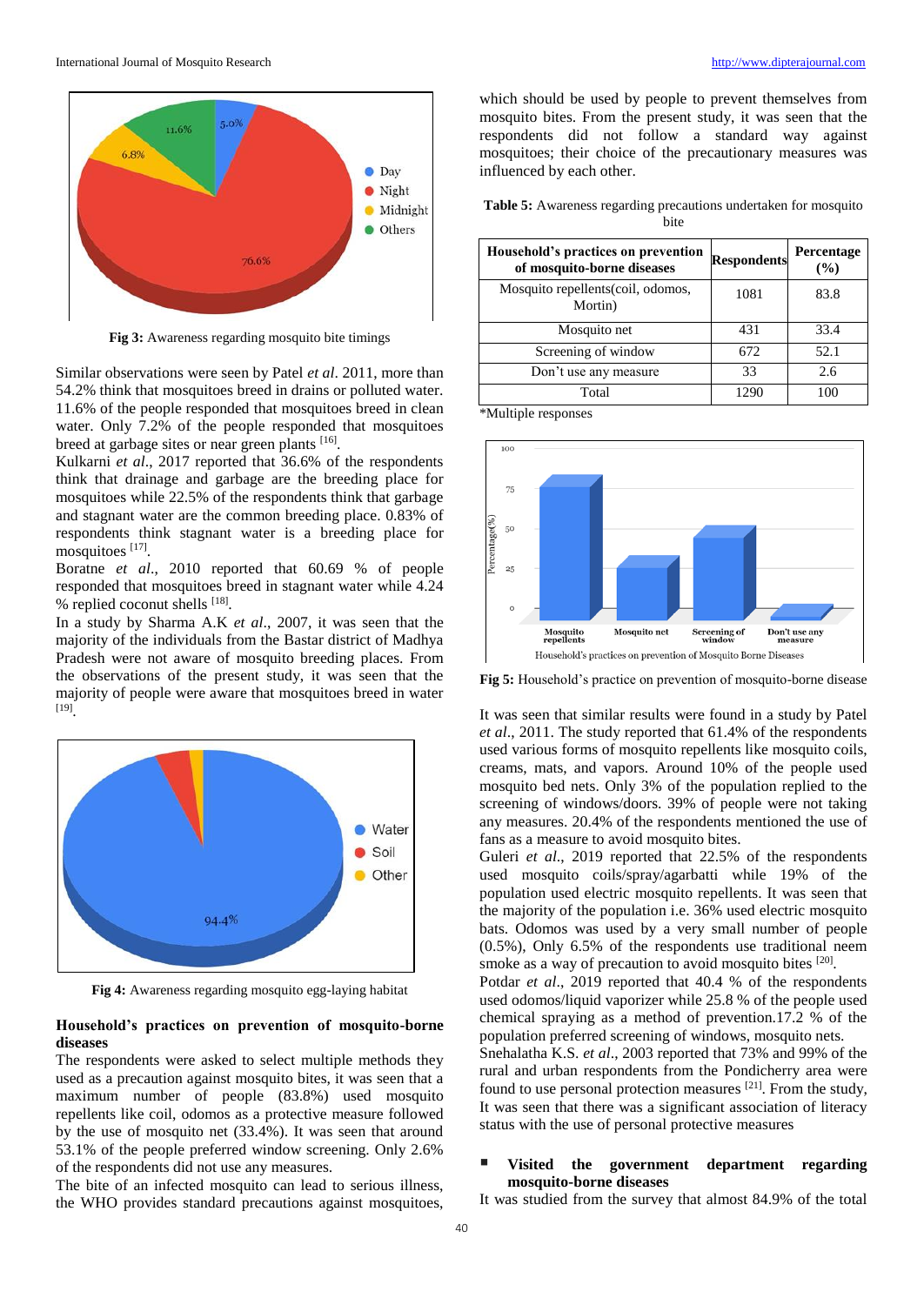Fig 3: Awareness regarding mosquito bite timings

Similar observations were seen by Patel *et al*. 2011, more than 54.2% think that mosquitoes breed in drains or polluted water. 11.6% of the people responded that mosquitoes breed in clean water. Only 7.2% of the people responded that mosquitoes breed at garbage sites or near green plants [16].

Kulkarni *et al*., 2017 reported that 36.6% of the respondents think that drainage and garbage are the breeding place for mosquitoes while 22.5% of the respondents think that garbage and stagnant water are the common breeding place. 0.83% of respondents think stagnant water is a breeding place for mosquitoes [17].

Boratne *et al*., 2010 reported that 60.69 % of people responded that mosquitoes breed in stagnant water while 4.24 % replied coconut shells [18].

In a study by Sharma A.K *et al*., 2007, it was seen that the majority of the individuals from the Bastar district of Madhya Pradesh were not aware of mosquito breeding places. From the observations of the present study, it was seen that the majority of people were aware that mosquitoes breed in water [19].

Fig 4: Awareness regarding mosquito egg-laying habitat

## Household's practices on prevention of mosquito-borne diseases

The respondents were asked to select multiple methods they used as a precaution against mosquito bites, it was seen that a maximum number of people (83.8%) used mosquito repellents like coil, odomos as a protective measure followed by the use of mosquito net (33.4%). It was seen that around 53.1% of the people preferred window screening. Only 2.6% of the respondents did not use any measures.

The bite of an infected mosquito can lead to serious illness, the WHO provides standard precautions against mosquitoes, which should be used by people to prevent themselves from mosquito bites. From the present study, it was seen that the respondents did not follow a standard way against mosquitoes; their choice of the precautionary measures was influenced by each other.

**Table 5:** Awareness regarding precautions undertaken for mosquito bite

| Household's practices on prevention of mosquito-borne diseases | Respondents | Percentage (%) |
|---|---|---|
| Mosquito repellents(coil, odomos, Mortin) | 1081 | 83.8 |
| Mosquito net | 431 | 33.4 |
| Screening of window | 672 | 52.1 |
| Don't use any measure | 33 | 2.6 |
| Total | 1290 | 100 |

*Multiple responses

Fig 5: Household's practice on prevention of mosquito-borne disease

It was seen that similar results were found in a study by Patel *et al*., 2011. The study reported that 61.4% of the respondents used various forms of mosquito repellents like mosquito coils, creams, mats, and vapors. Around 10% of the people used mosquito bed nets. Only 3% of the population replied to the screening of windows/doors. 39% of people were not taking any measures. 20.4% of the respondents mentioned the use of fans as a measure to avoid mosquito bites.

Guleri *et al*., 2019 reported that 22.5% of the respondents used mosquito coils/spray/agarbatti while 19% of the population used electric mosquito repellents. It was seen that the majority of the population i.e. 36% used electric mosquito bats. Odomos was used by a very small number of people (0.5%), Only 6.5% of the respondents use traditional neem smoke as a way of precaution to avoid mosquito bites [20].

Potdar *et al*., 2019 reported that 40.4 % of the respondents used odomos/liquid vaporizer while 25.8 % of the people used chemical spraying as a method of prevention.17.2 % of the population preferred screening of windows, mosquito nets.

Snehalatha K.S. *et al*., 2003 reported that 73% and 99% of the rural and urban respondents from the Pondicherry area were found to use personal protection measures [21]. From the study, It was seen that there was a significant association of literacy status with the use of personal protective measures

- **Visited the government department regarding mosquito-borne diseases**

It was studied from the survey that almost 84.9% of the total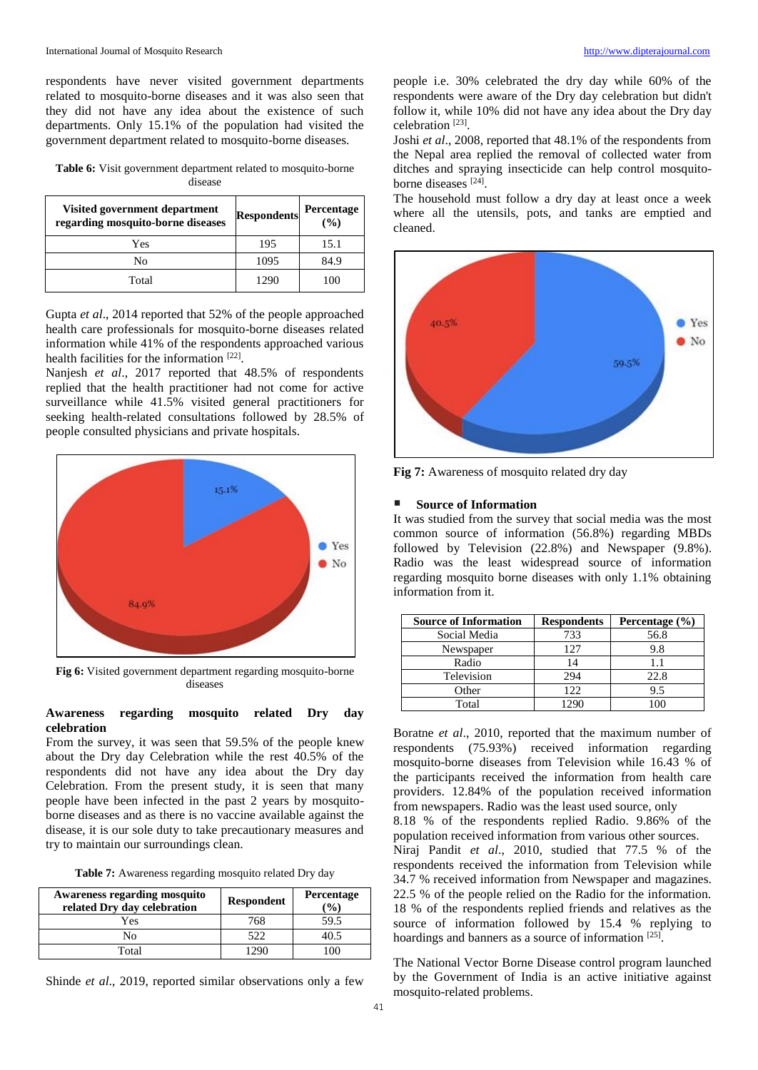respondents have never visited government departments related to mosquito-borne diseases and it was also seen that they did not have any idea about the existence of such departments. Only 15.1% of the population had visited the government department related to mosquito-borne diseases.

**Table 6:** Visit government department related to mosquito-borne disease

| Visited government department regarding mosquito-borne diseases | Respondents | Percentage (%) |
|---|---|---|
| Yes | 195 | 15.1 |
| No | 1095 | 84.9 |
| Total | 1290 | 100 |

Gupta *et al*., 2014 reported that 52% of the people approached health care professionals for mosquito-borne diseases related information while 41% of the respondents approached various health facilities for the information [22].

Nanjesh *et al*., 2017 reported that 48.5% of respondents replied that the health practitioner had not come for active surveillance while 41.5% visited general practitioners for seeking health-related consultations followed by 28.5% of people consulted physicians and private hospitals.

**Fig 6:** Visited government department regarding mosquito-borne diseases

### Awareness regarding mosquito related Dry day celebration

From the survey, it was seen that 59.5% of the people knew about the Dry day Celebration while the rest 40.5% of the respondents did not have any idea about the Dry day Celebration. From the present study, it is seen that many people have been infected in the past 2 years by mosquito-borne diseases and as there is no vaccine available against the disease, it is our sole duty to take precautionary measures and try to maintain our surroundings clean.

**Table 7:** Awareness regarding mosquito related Dry day

| Awareness regarding mosquito related Dry day celebration | Respondent | Percentage (%) |
|---|---|---|
| Yes | 768 | 59.5 |
| No | 522 | 40.5 |
| Total | 1290 | 100 |

Shinde *et al*., 2019, reported similar observations only a few people i.e. 30% celebrated the dry day while 60% of the respondents were aware of the Dry day celebration but didn't follow it, while 10% did not have any idea about the Dry day celebration [23].

Joshi *et al*., 2008, reported that 48.1% of the respondents from the Nepal area replied the removal of collected water from ditches and spraying insecticide can help control mosquito-borne diseases [24].

The household must follow a dry day at least once a week where all the utensils, pots, and tanks are emptied and cleaned.

**Fig 7:** Awareness of mosquito related dry day

### Source of Information

It was studied from the survey that social media was the most common source of information (56.8%) regarding MBDs followed by Television (22.8%) and Newspaper (9.8%). Radio was the least widespread source of information regarding mosquito borne diseases with only 1.1% obtaining information from it.

| Source of Information | Respondents | Percentage (%) |
|---|---|---|
| Social Media | 733 | 56.8 |
| Newspaper | 127 | 9.8 |
| Radio | 14 | 1.1 |
| Television | 294 | 22.8 |
| Other | 122 | 9.5 |
| Total | 1290 | 100 |

Boratne *et al*., 2010, reported that the maximum number of respondents (75.93%) received information regarding mosquito-borne diseases from Television while 16.43 % of the participants received the information from health care providers. 12.84% of the population received information from newspapers. Radio was the least used source, only 8.18 % of the respondents replied Radio. 9.86% of the population received information from various other sources.

Niraj Pandit *et al*., 2010, studied that 77.5 % of the respondents received the information from Television while 34.7 % received information from Newspaper and magazines. 22.5 % of the people relied on the Radio for the information. 18 % of the respondents replied friends and relatives as the source of information followed by 15.4 % replying to hoardings and banners as a source of information [25].

The National Vector Borne Disease control program launched by the Government of India is an active initiative against mosquito-related problems.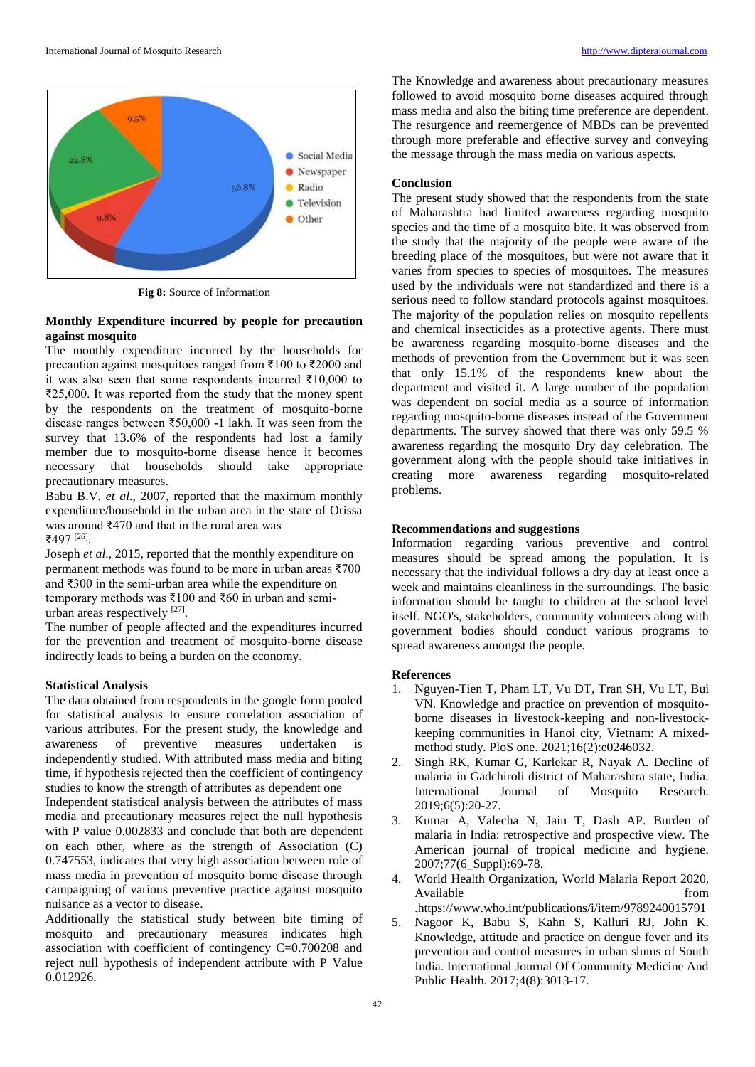Fig 8: Source of Information

### Monthly Expenditure incurred by people for precaution against mosquito

The monthly expenditure incurred by the households for precaution against mosquitoes ranged from ₹100 to ₹2000 and it was also seen that some respondents incurred ₹10,000 to ₹25,000. It was reported from the study that the money spent by the respondents on the treatment of mosquito-borne disease ranges between ₹50,000 -1 lakh. It was seen from the survey that 13.6% of the respondents had lost a family member due to mosquito-borne disease hence it becomes necessary that households should take appropriate precautionary measures.

Babu B.V. *et al*., 2007, reported that the maximum monthly expenditure/household in the urban area in the state of Orissa was around ₹470 and that in the rural area was ₹497 [26].

Joseph *et al*., 2015, reported that the monthly expenditure on permanent methods was found to be more in urban areas ₹700 and ₹300 in the semi-urban area while the expenditure on temporary methods was ₹100 and ₹60 in urban and semi-urban areas respectively [27].

The number of people affected and the expenditures incurred for the prevention and treatment of mosquito-borne disease indirectly leads to being a burden on the economy.

### Statistical Analysis

The data obtained from respondents in the google form pooled for statistical analysis to ensure correlation association of various attributes. For the present study, the knowledge and awareness of preventive measures undertaken is independently studied. With attributed mass media and biting time, if hypothesis rejected then the coefficient of contingency studies to know the strength of attributes as dependent one

Independent statistical analysis between the attributes of mass media and precautionary measures reject the null hypothesis with P value 0.002833 and conclude that both are dependent on each other, where as the strength of Association (C) 0.747553, indicates that very high association between role of mass media in prevention of mosquito borne disease through campaigning of various preventive practice against mosquito nuisance as a vector to disease.

Additionally the statistical study between bite timing of mosquito and precautionary measures indicates high association with coefficient of contingency C=0.700208 and reject null hypothesis of independent attribute with P Value 0.012926.

The Knowledge and awareness about precautionary measures followed to avoid mosquito borne diseases acquired through mass media and also the biting time preference are dependent. The resurgence and reemergence of MBDs can be prevented through more preferable and effective survey and conveying the message through the mass media on various aspects.

## Conclusion

The present study showed that the respondents from the state of Maharashtra had limited awareness regarding mosquito species and the time of a mosquito bite. It was observed from the study that the majority of the people were aware of the breeding place of the mosquitoes, but were not aware that it varies from species to species of mosquitoes. The measures used by the individuals were not standardized and there is a serious need to follow standard protocols against mosquitoes. The majority of the population relies on mosquito repellents and chemical insecticides as a protective agents. There must be awareness regarding mosquito-borne diseases and the methods of prevention from the Government but it was seen that only 15.1% of the respondents knew about the department and visited it. A large number of the population was dependent on social media as a source of information regarding mosquito-borne diseases instead of the Government departments. The survey showed that there was only 59.5 % awareness regarding the mosquito Dry day celebration. The government along with the people should take initiatives in creating more awareness regarding mosquito-related problems.

## Recommendations and suggestions

Information regarding various preventive and control measures should be spread among the population. It is necessary that the individual follows a dry day at least once a week and maintains cleanliness in the surroundings. The basic information should be taught to children at the school level itself. NGO's, stakeholders, community volunteers along with government bodies should conduct various programs to spread awareness amongst the people.

## References

1. Nguyen-Tien T, Pham LT, Vu DT, Tran SH, Vu LT, Bui VN. Knowledge and practice on prevention of mosquito-borne diseases in livestock-keeping and non-livestock-keeping communities in Hanoi city, Vietnam: A mixed-method study. PloS one. 2021;16(2):e0246032.
2. Singh RK, Kumar G, Karlekar R, Nayak A. Decline of malaria in Gadchiroli district of Maharashtra state, India. International Journal of Mosquito Research. 2019;6(5):20-27.
3. Kumar A, Valecha N, Jain T, Dash AP. Burden of malaria in India: retrospective and prospective view. The American journal of tropical medicine and hygiene. 2007;77(6_Suppl):69-78.
4. World Health Organization, World Malaria Report 2020, Available from .https://www.who.int/publications/i/item/9789240015791
5. Nagoor K, Babu S, Kahn S, Kalluri RJ, John K. Knowledge, attitude and practice on dengue fever and its prevention and control measures in urban slums of South India. International Journal Of Community Medicine And Public Health. 2017;4(8):3013-17.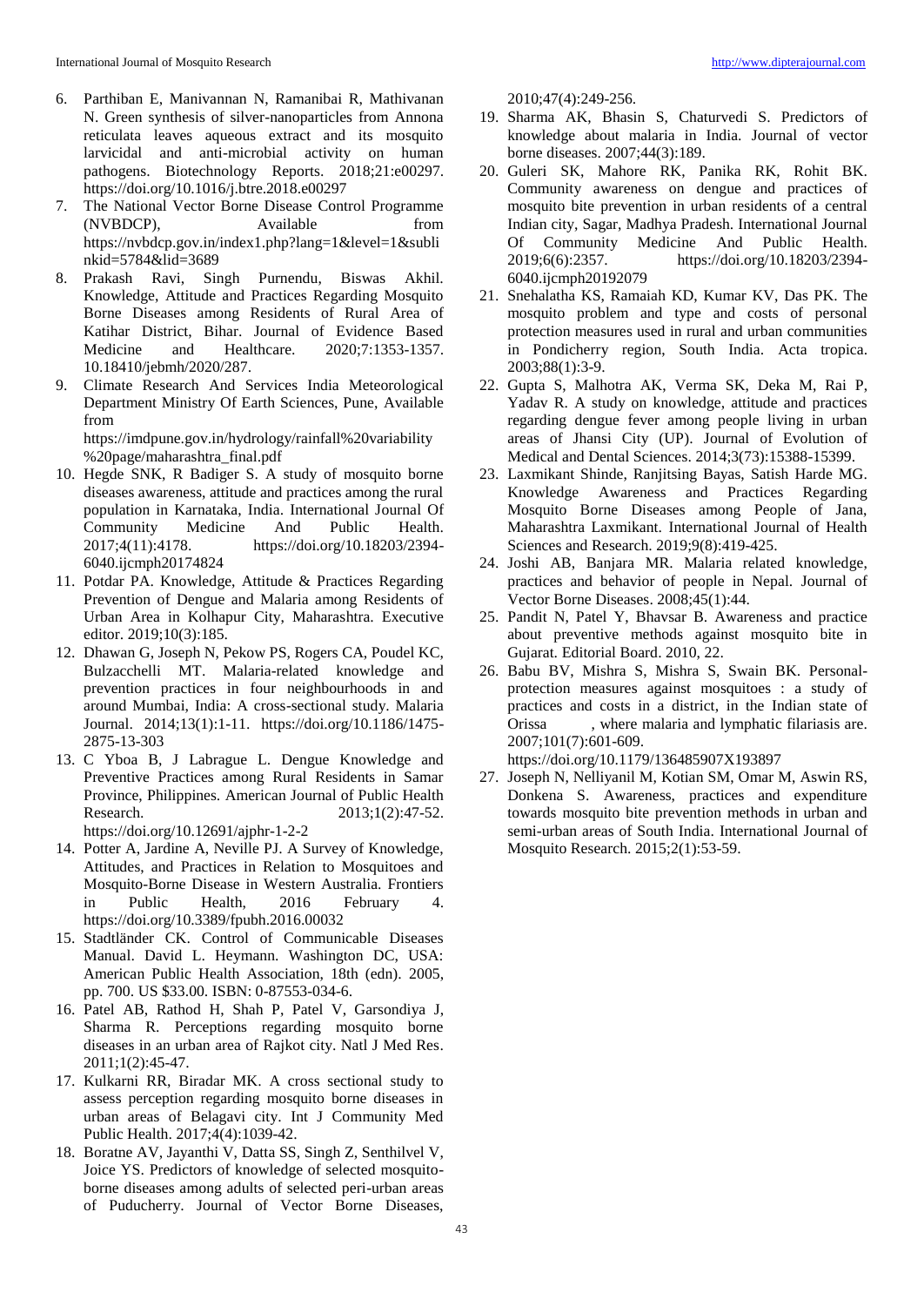6. Parthiban E, Manivannan N, Ramanibai R, Mathivanan N. Green synthesis of silver-nanoparticles from Annona reticulata leaves aqueous extract and its mosquito larvicidal and anti-microbial activity on human pathogens. Biotechnology Reports. 2018;21:e00297. https://doi.org/10.1016/j.btre.2018.e00297
7. The National Vector Borne Disease Control Programme (NVBDCP), Available from https://nvbdcp.gov.in/index1.php?lang=1&level=1&sublinkid=5784&lid=3689
8. Prakash Ravi, Singh Purnendu, Biswas Akhil. Knowledge, Attitude and Practices Regarding Mosquito Borne Diseases among Residents of Rural Area of Katihar District, Bihar. Journal of Evidence Based Medicine and Healthcare. 2020;7:1353-1357. 10.18410/jebmh/2020/287.
9. Climate Research And Services India Meteorological Department Ministry Of Earth Sciences, Pune, Available from https://imdpune.gov.in/hydrology/rainfall%20variability%20page/maharashtra_final.pdf
10. Hegde SNK, R Badiger S. A study of mosquito borne diseases awareness, attitude and practices among the rural population in Karnataka, India. International Journal Of Community Medicine And Public Health. 2017;4(11):4178. https://doi.org/10.18203/2394-6040.ijcmph20174824
11. Potdar PA. Knowledge, Attitude & Practices Regarding Prevention of Dengue and Malaria among Residents of Urban Area in Kolhapur City, Maharashtra. Executive editor. 2019;10(3):185.
12. Dhawan G, Joseph N, Pekow PS, Rogers CA, Poudel KC, Bulzacchelli MT. Malaria-related knowledge and prevention practices in four neighbourhoods in and around Mumbai, India: A cross-sectional study. Malaria Journal. 2014;13(1):1-11. https://doi.org/10.1186/1475-2875-13-303
13. C Yboa B, J Labrague L. Dengue Knowledge and Preventive Practices among Rural Residents in Samar Province, Philippines. American Journal of Public Health Research. 2013;1(2):47-52. https://doi.org/10.12691/ajphr-1-2-2
14. Potter A, Jardine A, Neville PJ. A Survey of Knowledge, Attitudes, and Practices in Relation to Mosquitoes and Mosquito-Borne Disease in Western Australia. Frontiers in Public Health, 2016 February 4. https://doi.org/10.3389/fpubh.2016.00032
15. Stadtländer CK. Control of Communicable Diseases Manual. David L. Heymann. Washington DC, USA: American Public Health Association, 18th (edn). 2005, pp. 700. US $33.00. ISBN: 0-87553-034-6.
16. Patel AB, Rathod H, Shah P, Patel V, Garsondiya J, Sharma R. Perceptions regarding mosquito borne diseases in an urban area of Rajkot city. Natl J Med Res. 2011;1(2):45-47.
17. Kulkarni RR, Biradar MK. A cross sectional study to assess perception regarding mosquito borne diseases in urban areas of Belagavi city. Int J Community Med Public Health. 2017;4(4):1039-42.
18. Boratne AV, Jayanthi V, Datta SS, Singh Z, Senthilvel V, Joice YS. Predictors of knowledge of selected mosquito-borne diseases among adults of selected peri-urban areas of Puducherry. Journal of Vector Borne Diseases, 2010;47(4):249-256.
19. Sharma AK, Bhasin S, Chaturvedi S. Predictors of knowledge about malaria in India. Journal of vector borne diseases. 2007;44(3):189.
20. Guleri SK, Mahore RK, Panika RK, Rohit BK. Community awareness on dengue and practices of mosquito bite prevention in urban residents of a central Indian city, Sagar, Madhya Pradesh. International Journal Of Community Medicine And Public Health. 2019;6(6):2357. https://doi.org/10.18203/2394-6040.ijcmph20192079
21. Snehalatha KS, Ramaiah KD, Kumar KV, Das PK. The mosquito problem and type and costs of personal protection measures used in rural and urban communities in Pondicherry region, South India. Acta tropica. 2003;88(1):3-9.
22. Gupta S, Malhotra AK, Verma SK, Deka M, Rai P, Yadav R. A study on knowledge, attitude and practices regarding dengue fever among people living in urban areas of Jhansi City (UP). Journal of Evolution of Medical and Dental Sciences. 2014;3(73):15388-15399.
23. Laxmikant Shinde, Ranjitsing Bayas, Satish Harde MG. Knowledge Awareness and Practices Regarding Mosquito Borne Diseases among People of Jana, Maharashtra Laxmikant. International Journal of Health Sciences and Research. 2019;9(8):419-425.
24. Joshi AB, Banjara MR. Malaria related knowledge, practices and behavior of people in Nepal. Journal of Vector Borne Diseases. 2008;45(1):44.
25. Pandit N, Patel Y, Bhavsar B. Awareness and practice about preventive methods against mosquito bite in Gujarat. Editorial Board. 2010, 22.
26. Babu BV, Mishra S, Mishra S, Swain BK. Personal-protection measures against mosquitoes : a study of practices and costs in a district, in the Indian state of Orissa , where malaria and lymphatic filariasis are. 2007;101(7):601-609. https://doi.org/10.1179/136485907X193897
27. Joseph N, Nelliyanil M, Kotian SM, Omar M, Aswin RS, Donkena S. Awareness, practices and expenditure towards mosquito bite prevention methods in urban and semi-urban areas of South India. International Journal of Mosquito Research. 2015;2(1):53-59.